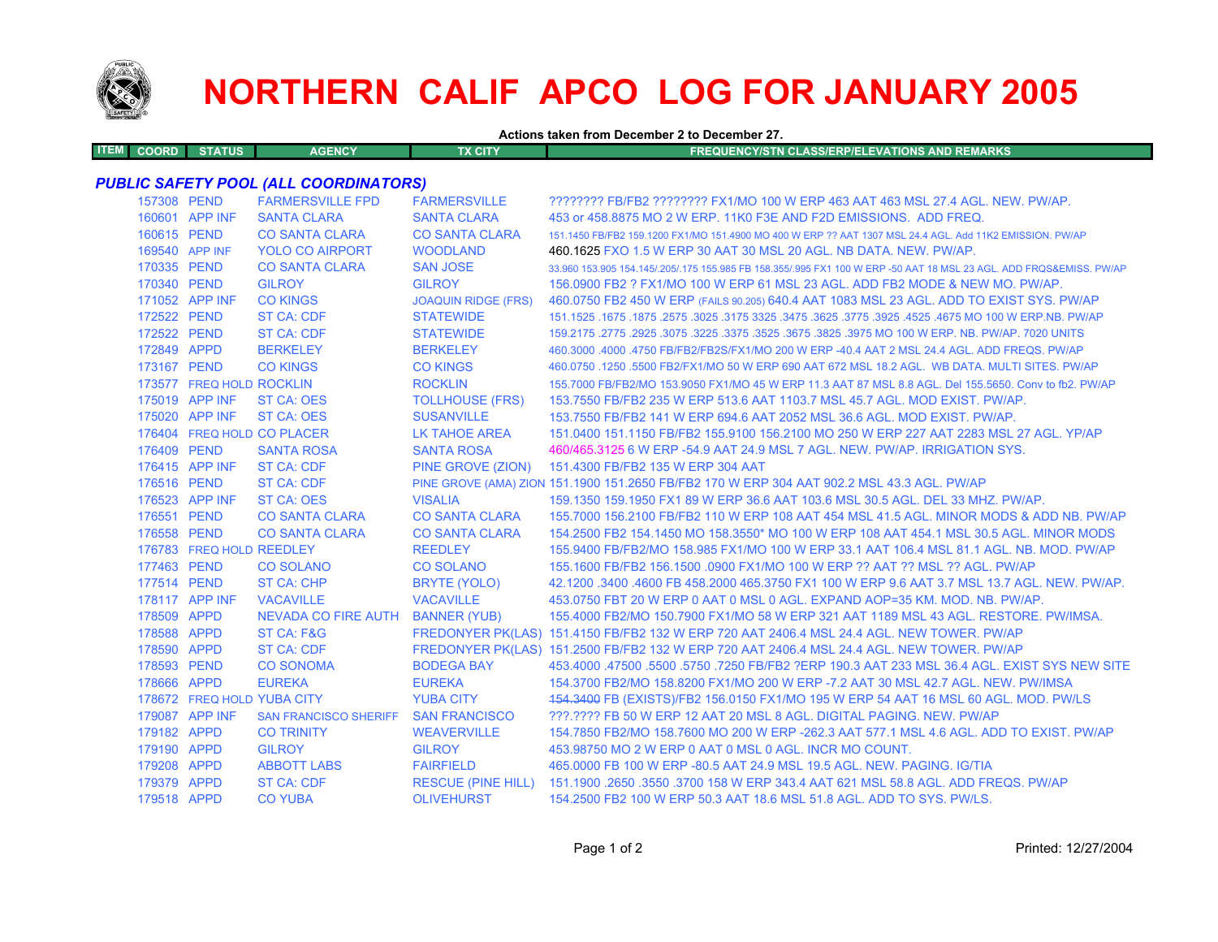# NORTHERN CALIF APCO LOG FOR JANUARY 2005

**Actions taken from December 2 to December 27.**

| ITEM | COORD | STATUS | AGENCY | TX CITY | FREQUENCY/STN CLASS/ERP/ELEVATIONS AND REMARKS |
|---|---|---|---|---|---|

### *PUBLIC SAFETY POOL (ALL COORDINATORS)*

| ITEM | COORD | STATUS | AGENCY | TX CITY | FREQUENCY/STN CLASS/ERP/ELEVATIONS AND REMARKS |
|---|---|---|---|---|---|
| 157308 | | PEND | FARMERSVILLE FPD | FARMERSVILLE | ???????? FB/FB2 ???????? FX1/MO 100 W ERP 463 AAT 463 MSL 27.4 AGL. NEW. PW/AP. |
| 160601 | | APP INF | SANTA CLARA | SANTA CLARA | 453 or 458.8875 MO 2 W ERP. 11K0 F3E AND F2D EMISSIONS. ADD FREQ. |
| 160615 | | PEND | CO SANTA CLARA | CO SANTA CLARA | 151.1450 FB/FB2 159.1200 FX1/MO 151.4900 MO 400 W ERP ?? AAT 1307 MSL 24.4 AGL. Add 11K2 EMISSION. PW/AP |
| 169540 | | APP INF | YOLO CO AIRPORT | WOODLAND | 460.1625 FXO 1.5 W ERP 30 AAT 30 MSL 20 AGL. NB DATA. NEW. PW/AP. |
| 170335 | | PEND | CO SANTA CLARA | SAN JOSE | 33.960 153.905 154.145/.205/.175 155.985 FB 158.355/.995 FX1 100 W ERP -50 AAT 18 MSL 23 AGL. ADD FRQS&EMISS. PW/AP |
| 170340 | | PEND | GILROY | GILROY | 156.0900 FB2 ? FX1/MO 100 W ERP 61 MSL 23 AGL. ADD FB2 MODE & NEW MO. PW/AP. |
| 171052 | | APP INF | CO KINGS | JOAQUIN RIDGE (FRS) | 460.0750 FB2 450 W ERP (FAILS 90.205) 640.4 AAT 1083 MSL 23 AGL. ADD TO EXIST SYS. PW/AP |
| 172522 | | PEND | ST CA: CDF | STATEWIDE | 151.1525 .1675 .1875 .2575 .3025 .3175 3325 .3475 .3625 .3775 .3925 .4525 .4675 MO 100 W ERP.NB. PW/AP |
| 172522 | | PEND | ST CA: CDF | STATEWIDE | 159.2175 .2775 .2925 .3075 .3225 .3375 .3525 .3675 .3825 .3975 MO 100 W ERP. NB. PW/AP. 7020 UNITS |
| 172849 | | APPD | BERKELEY | BERKELEY | 460.3000 .4000 .4750 FB/FB2/FB2S/FX1/MO 200 W ERP -40.4 AAT 2 MSL 24.4 AGL. ADD FREQS. PW/AP |
| 173167 | | PEND | CO KINGS | CO KINGS | 460.0750 .1250 .5500 FB2/FX1/MO 50 W ERP 690 AAT 672 MSL 18.2 AGL. WB DATA. MULTI SITES. PW/AP |
| 173577 | | FREQ HOLD | ROCKLIN | ROCKLIN | 155.7000 FB/FB2/MO 153.9050 FX1/MO 45 W ERP 11.3 AAT 87 MSL 8.8 AGL. Del 155.5650. Conv to fb2. PW/AP |
| 175019 | | APP INF | ST CA: OES | TOLLHOUSE (FRS) | 153.7550 FB/FB2 235 W ERP 513.6 AAT 1103.7 MSL 45.7 AGL. MOD EXIST. PW/AP. |
| 175020 | | APP INF | ST CA: OES | SUSANVILLE | 153.7550 FB/FB2 141 W ERP 694.6 AAT 2052 MSL 36.6 AGL. MOD EXIST. PW/AP. |
| 176404 | | FREQ HOLD | CO PLACER | LK TAHOE AREA | 151.0400 151.1150 FB/FB2 155.9100 156.2100 MO 250 W ERP 227 AAT 2283 MSL 27 AGL. YP/AP |
| 176409 | | PEND | SANTA ROSA | SANTA ROSA | 460/465.3125 6 W ERP -54.9 AAT 24.9 MSL 7 AGL. NEW. PW/AP. IRRIGATION SYS. |
| 176415 | | APP INF | ST CA: CDF | PINE GROVE (ZION) | 151.4300 FB/FB2 135 W ERP 304 AAT |
| 176516 | | PEND | ST CA: CDF | PINE GROVE (AMA) ZION | 151.1900 151.2650 FB/FB2 170 W ERP 304 AAT 902.2 MSL 43.3 AGL. PW/AP |
| 176523 | | APP INF | ST CA: OES | VISALIA | 159.1350 159.1950 FX1 89 W ERP 36.6 AAT 103.6 MSL 30.5 AGL. DEL 33 MHZ. PW/AP. |
| 176551 | | PEND | CO SANTA CLARA | CO SANTA CLARA | 155.7000 156.2100 FB/FB2 110 W ERP 108 AAT 454 MSL 41.5 AGL. MINOR MODS & ADD NB. PW/AP |
| 176558 | | PEND | CO SANTA CLARA | CO SANTA CLARA | 154.2500 FB2 154.1450 MO 158.3550* MO 100 W ERP 108 AAT 454.1 MSL 30.5 AGL. MINOR MODS |
| 176783 | | FREQ HOLD | REEDLEY | REEDLEY | 155.9400 FB/FB2/MO 158.985 FX1/MO 100 W ERP 33.1 AAT 106.4 MSL 81.1 AGL. NB. MOD. PW/AP |
| 177463 | | PEND | CO SOLANO | CO SOLANO | 155.1600 FB/FB2 156.1500 .0900 FX1/MO 100 W ERP ?? AAT ?? MSL ?? AGL. PW/AP |
| 177514 | | PEND | ST CA: CHP | BRYTE (YOLO) | 42.1200 .3400 .4600 FB 458.2000 465.3750 FX1 100 W ERP 9.6 AAT 3.7 MSL 13.7 AGL. NEW. PW/AP. |
| 178117 | | APP INF | VACAVILLE | VACAVILLE | 453.0750 FBT 20 W ERP 0 AAT 0 MSL 0 AGL. EXPAND AOP=35 KM. MOD. NB. PW/AP. |
| 178509 | | APPD | NEVADA CO FIRE AUTH | BANNER (YUB) | 155.4000 FB2/MO 150.7900 FX1/MO 58 W ERP 321 AAT 1189 MSL 43 AGL. RESTORE. PW/IMSA. |
| 178588 | | APPD | ST CA: F&G | FREDONYER PK(LAS) | 151.4150 FB/FB2 132 W ERP 720 AAT 2406.4 MSL 24.4 AGL. NEW TOWER. PW/AP |
| 178590 | | APPD | ST CA: CDF | FREDONYER PK(LAS) | 151.2500 FB/FB2 132 W ERP 720 AAT 2406.4 MSL 24.4 AGL. NEW TOWER. PW/AP |
| 178593 | | PEND | CO SONOMA | BODEGA BAY | 453.4000 .47500 .5500 .5750 .7250 FB/FB2 ?ERP 190.3 AAT 233 MSL 36.4 AGL. EXIST SYS NEW SITE |
| 178666 | | APPD | EUREKA | EUREKA | 154.3700 FB2/MO 158.8200 FX1/MO 200 W ERP -7.2 AAT 30 MSL 42.7 AGL. NEW. PW/IMSA |
| 178672 | | FREQ HOLD | YUBA CITY | YUBA CITY | ~~154.3400~~ FB (EXISTS)/FB2 156.0150 FX1/MO 195 W ERP 54 AAT 16 MSL 60 AGL. MOD. PW/LS |
| 179087 | | APP INF | SAN FRANCISCO SHERIFF | SAN FRANCISCO | ???.???? FB 50 W ERP 12 AAT 20 MSL 8 AGL. DIGITAL PAGING. NEW. PW/AP |
| 179182 | | APPD | CO TRINITY | WEAVERVILLE | 154.7850 FB2/MO 158.7600 MO 200 W ERP -262.3 AAT 577.1 MSL 4.6 AGL. ADD TO EXIST. PW/AP |
| 179190 | | APPD | GILROY | GILROY | 453.98750 MO 2 W ERP 0 AAT 0 MSL 0 AGL. INCR MO COUNT. |
| 179208 | | APPD | ABBOTT LABS | FAIRFIELD | 465.0000 FB 100 W ERP -80.5 AAT 24.9 MSL 19.5 AGL. NEW. PAGING. IG/TIA |
| 179379 | | APPD | ST CA: CDF | RESCUE (PINE HILL) | 151.1900 .2650 .3550 .3700 158 W ERP 343.4 AAT 621 MSL 58.8 AGL. ADD FREQS. PW/AP |
| 179518 | | APPD | CO YUBA | OLIVEHURST | 154.2500 FB2 100 W ERP 50.3 AAT 18.6 MSL 51.8 AGL. ADD TO SYS. PW/LS. |

Printed: 12/27/2004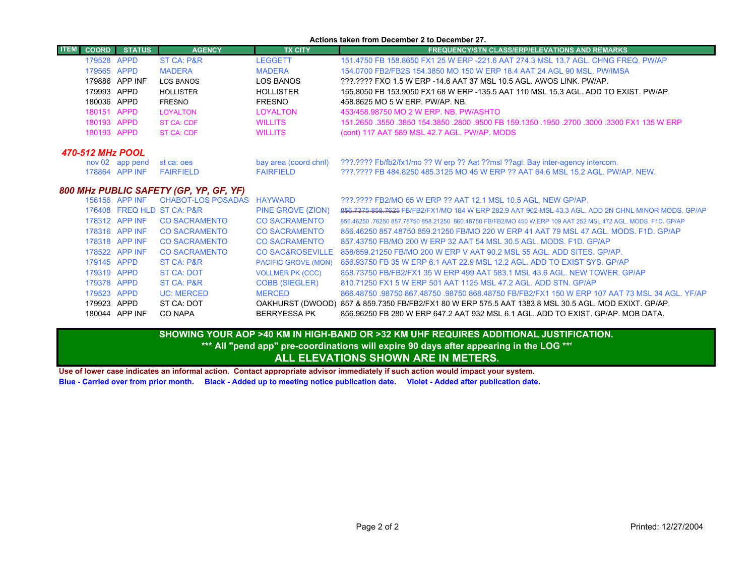**Actions taken from December 2 to December 27.**

| ITEM | COORD | STATUS | AGENCY | TX CITY | FREQUENCY/STN CLASS/ERP/ELEVATIONS AND REMARKS |
|---|---|---|---|---|---|
| | 179528 | APPD | ST CA: P&R | LEGGETT | 151.4750 FB 158.8650 FX1 25 W ERP -221.6 AAT 274.3 MSL 13.7 AGL. CHNG FREQ. PW/AP |
| | 179565 | APPD | MADERA | MADERA | 154.0700 FB2/FB2S 154.3850 MO 150 W ERP 18.4 AAT 24 AGL 90 MSL. PW/IMSA |
| | 179886 | APP INF | LOS BANOS | LOS BANOS | ???.???? FXO 1.5 W ERP -14.6 AAT 37 MSL 10.5 AGL. AWOS LINK. PW/AP. |
| | 179993 | APPD | HOLLISTER | HOLLISTER | 155.8050 FB 153.9050 FX1 68 W ERP -135.5 AAT 110 MSL 15.3 AGL. ADD TO EXIST. PW/AP. |
| | 180036 | APPD | FRESNO | FRESNO | 458.8625 MO 5 W ERP. PW/AP. NB. |
| | 180151 | APPD | LOYALTON | LOYALTON | 453/458.98750 MO 2 W ERP. NB. PW/ASHTO |
| | 180193 | APPD | ST CA: CDF | WILLITS | 151.2650 .3550 .3850 154.3850 .2800 .9500 FB 159.1350 .1950 .2700 .3000 .3300 FX1 135 W ERP |
| | 180193 | APPD | ST CA: CDF | WILLITS | (cont) 117 AAT 589 MSL 42.7 AGL. PW/AP. MODS |
| ***470-512 MHz POOL*** | | | | | |
| | nov 02 | app pend | st ca: oes | bay area (coord chnl) | ???.???? Fb/fb2/fx1/mo ?? W erp ?? Aat ??msl ??agl. Bay inter-agency intercom. |
| | 178864 | APP INF | FAIRFIELD | FAIRFIELD | ???.???? FB 484.8250 485.3125 MO 45 W ERP ?? AAT 64.6 MSL 15.2 AGL. PW/AP. NEW. |
| ***800 MHz PUBLIC SAFETY (GP, YP, GF, YF)*** | | | | | |
| | 156156 | APP INF | CHABOT-LOS POSADAS | HAYWARD | ???.???? FB2/MO 65 W ERP ?? AAT 12.1 MSL 10.5 AGL. NEW GP/AP. |
| | 176408 | FREQ HLD | ST CA: P&R | PINE GROVE (ZION) | ~~856.7375 858.7625~~ FB/FB2/FX1/MO 184 W ERP 282.9 AAT 902 MSL 43.3 AGL. ADD 2N CHNL MINOR MODS. GP/AP |
| | 178312 | APP INF | CO SACRAMENTO | CO SACRAMENTO | 856.46250 .76250 857.78750 858.21250 860.48750 FB/FB2/MO 450 W ERP 109 AAT 252 MSL 472 AGL. MODS. F1D. GP/AP |
| | 178316 | APP INF | CO SACRAMENTO | CO SACRAMENTO | 856.46250 857.48750 859.21250 FB/MO 220 W ERP 41 AAT 79 MSL 47 AGL. MODS. F1D. GP/AP |
| | 178318 | APP INF | CO SACRAMENTO | CO SACRAMENTO | 857.43750 FB/MO 200 W ERP 32 AAT 54 MSL 30.5 AGL. MODS. F1D. GP/AP |
| | 178522 | APP INF | CO SACRAMENTO | CO SAC&ROSEVILLE | 858/859.21250 FB/MO 200 W ERP V AAT 90.2 MSL 55 AGL. ADD SITES. GP/AP. |
| | 179145 | APPD | ST CA: P&R | PACIFIC GROVE (MON) | 856.93750 FB 35 W ERP 6.1 AAT 22.9 MSL 12.2 AGL. ADD TO EXIST SYS. GP/AP |
| | 179319 | APPD | ST CA: DOT | VOLLMER PK (CCC) | 858.73750 FB/FB2/FX1 35 W ERP 499 AAT 583.1 MSL 43.6 AGL. NEW TOWER. GP/AP |
| | 179378 | APPD | ST CA: P&R | COBB (SIEGLER) | 810.71250 FX1 5 W ERP 501 AAT 1125 MSL 47.2 AGL. ADD STN. GP/AP |
| | 179523 | APPD | UC: MERCED | MERCED | 866.48750 .98750 867.48750 .98750 868.48750 FB/FB2/FX1 150 W ERP 107 AAT 73 MSL 34 AGL. YF/AP |
| | 179923 | APPD | ST CA: DOT | OAKHURST (DWOOD) | 857 & 859.7350 FB/FB2/FX1 80 W ERP 575.5 AAT 1383.8 MSL 30.5 AGL. MOD EXIXT. GP/AP. |
| | 180044 | APP INF | CO NAPA | BERRYESSA PK | 856.96250 FB 280 W ERP 647.2 AAT 932 MSL 6.1 AGL. ADD TO EXIST. GP/AP. MOB DATA. |

**SHOWING YOUR AOP >40 KM IN HIGH-BAND OR >32 KM UHF REQUIRES ADDITIONAL JUSTIFICATION.**
**\*\*\* All "pend app" pre-coordinations will expire 90 days after appearing in the LOG \*\*\***
**ALL ELEVATIONS SHOWN ARE IN METERS.**

**Use of lower case indicates an informal action. Contact appropriate advisor immediately if such action would impact your system.**

**Blue - Carried over from prior month. Black - Added up to meeting notice publication date. Violet - Added after publication date.**

Printed: 12/27/2004